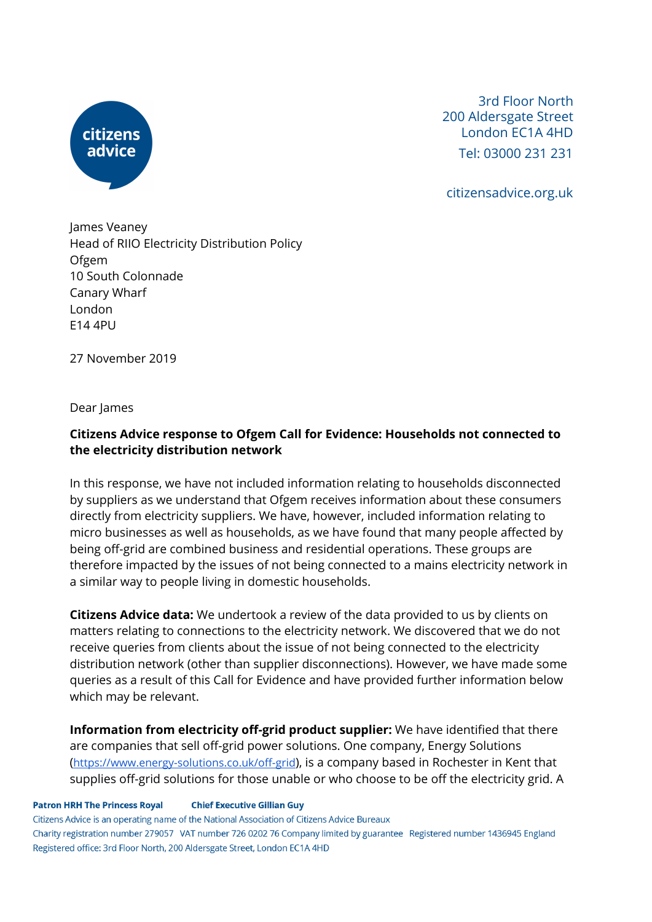3rd Floor North
200 Aldersgate Street
London EC1A 4HD
Tel: 03000 231 231

citizensadvice.org.uk

James Veaney
Head of RIIO Electricity Distribution Policy
Ofgem
10 South Colonnade
Canary Wharf
London
E14 4PU

27 November 2019

Dear James

**Citizens Advice response to Ofgem Call for Evidence: Households not connected to the electricity distribution network**

In this response, we have not included information relating to households disconnected by suppliers as we understand that Ofgem receives information about these consumers directly from electricity suppliers. We have, however, included information relating to micro businesses as well as households, as we have found that many people affected by being off-grid are combined business and residential operations. These groups are therefore impacted by the issues of not being connected to a mains electricity network in a similar way to people living in domestic households.

**Citizens Advice data:** We undertook a review of the data provided to us by clients on matters relating to connections to the electricity network. We discovered that we do not receive queries from clients about the issue of not being connected to the electricity distribution network (other than supplier disconnections). However, we have made some queries as a result of this Call for Evidence and have provided further information below which may be relevant.

**Information from electricity off-grid product supplier:** We have identified that there are companies that sell off-grid power solutions. One company, Energy Solutions ([https://www.energy-solutions.co.uk/off-grid](https://www.energy-solutions.co.uk/off-grid)), is a company based in Rochester in Kent that supplies off-grid solutions for those unable or who choose to be off the electricity grid. A

**Patron HRH The Princess Royal** **Chief Executive Gillian Guy**
Citizens Advice is an operating name of the National Association of Citizens Advice Bureaux
Charity registration number 279057 VAT number 726 0202 76 Company limited by guarantee Registered number 1436945 England
Registered office: 3rd Floor North, 200 Aldersgate Street, London EC1A 4HD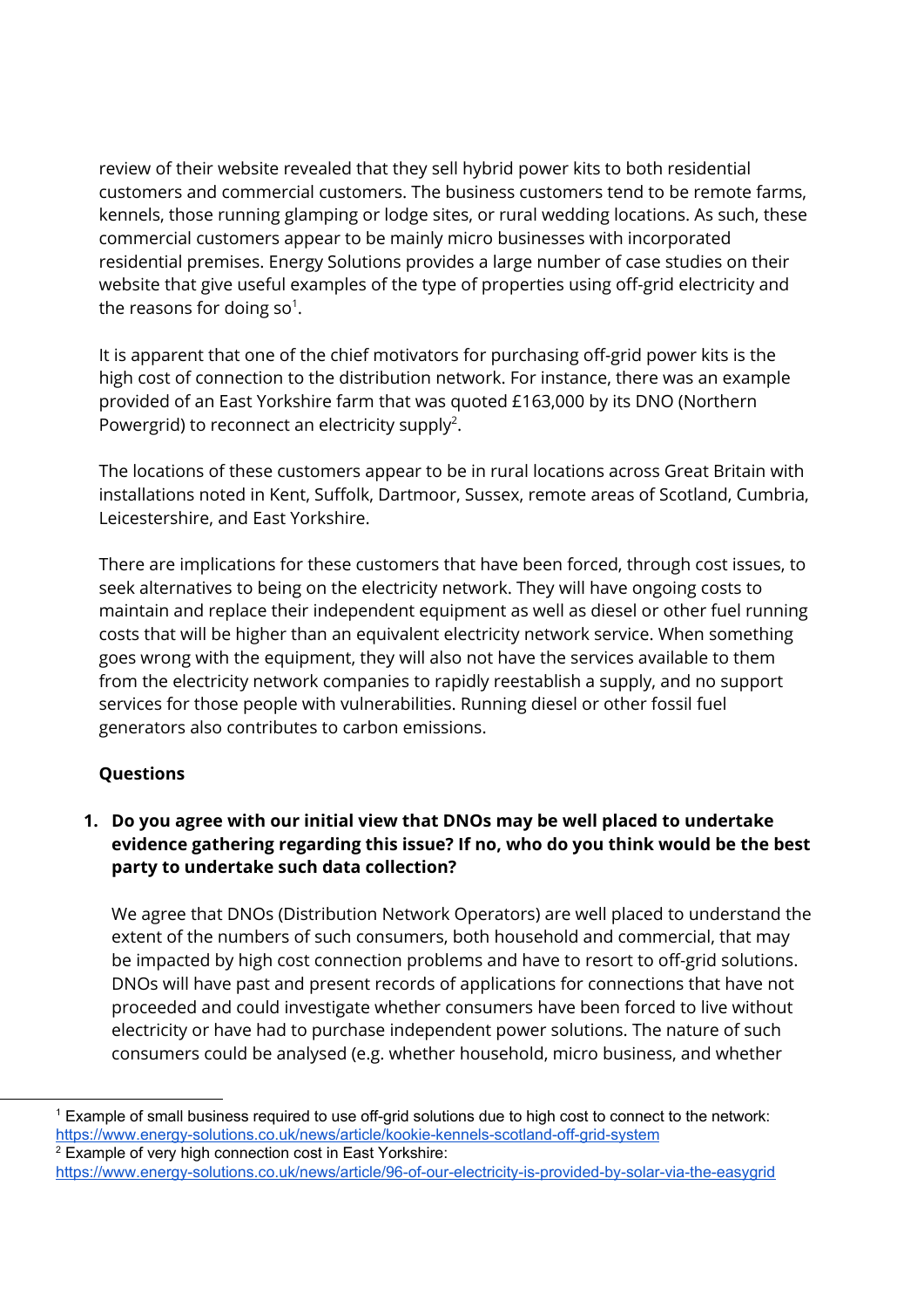review of their website revealed that they sell hybrid power kits to both residential customers and commercial customers. The business customers tend to be remote farms, kennels, those running glamping or lodge sites, or rural wedding locations. As such, these commercial customers appear to be mainly micro businesses with incorporated residential premises. Energy Solutions provides a large number of case studies on their website that give useful examples of the type of properties using off-grid electricity and the reasons for doing so[1].

It is apparent that one of the chief motivators for purchasing off-grid power kits is the high cost of connection to the distribution network. For instance, there was an example provided of an East Yorkshire farm that was quoted £163,000 by its DNO (Northern Powergrid) to reconnect an electricity supply[2].

The locations of these customers appear to be in rural locations across Great Britain with installations noted in Kent, Suffolk, Dartmoor, Sussex, remote areas of Scotland, Cumbria, Leicestershire, and East Yorkshire.

There are implications for these customers that have been forced, through cost issues, to seek alternatives to being on the electricity network. They will have ongoing costs to maintain and replace their independent equipment as well as diesel or other fuel running costs that will be higher than an equivalent electricity network service. When something goes wrong with the equipment, they will also not have the services available to them from the electricity network companies to rapidly reestablish a supply, and no support services for those people with vulnerabilities. Running diesel or other fossil fuel generators also contributes to carbon emissions.

**Questions**

1. **Do you agree with our initial view that DNOs may be well placed to undertake evidence gathering regarding this issue? If no, who do you think would be the best party to undertake such data collection?**

   We agree that DNOs (Distribution Network Operators) are well placed to understand the extent of the numbers of such consumers, both household and commercial, that may be impacted by high cost connection problems and have to resort to off-grid solutions. DNOs will have past and present records of applications for connections that have not proceeded and could investigate whether consumers have been forced to live without electricity or have had to purchase independent power solutions. The nature of such consumers could be analysed (e.g. whether household, micro business, and whether

---

[1] Example of small business required to use off-grid solutions due to high cost to connect to the network: https://www.energy-solutions.co.uk/news/article/kookie-kennels-scotland-off-grid-system

[2] Example of very high connection cost in East Yorkshire: https://www.energy-solutions.co.uk/news/article/96-of-our-electricity-is-provided-by-solar-via-the-easygrid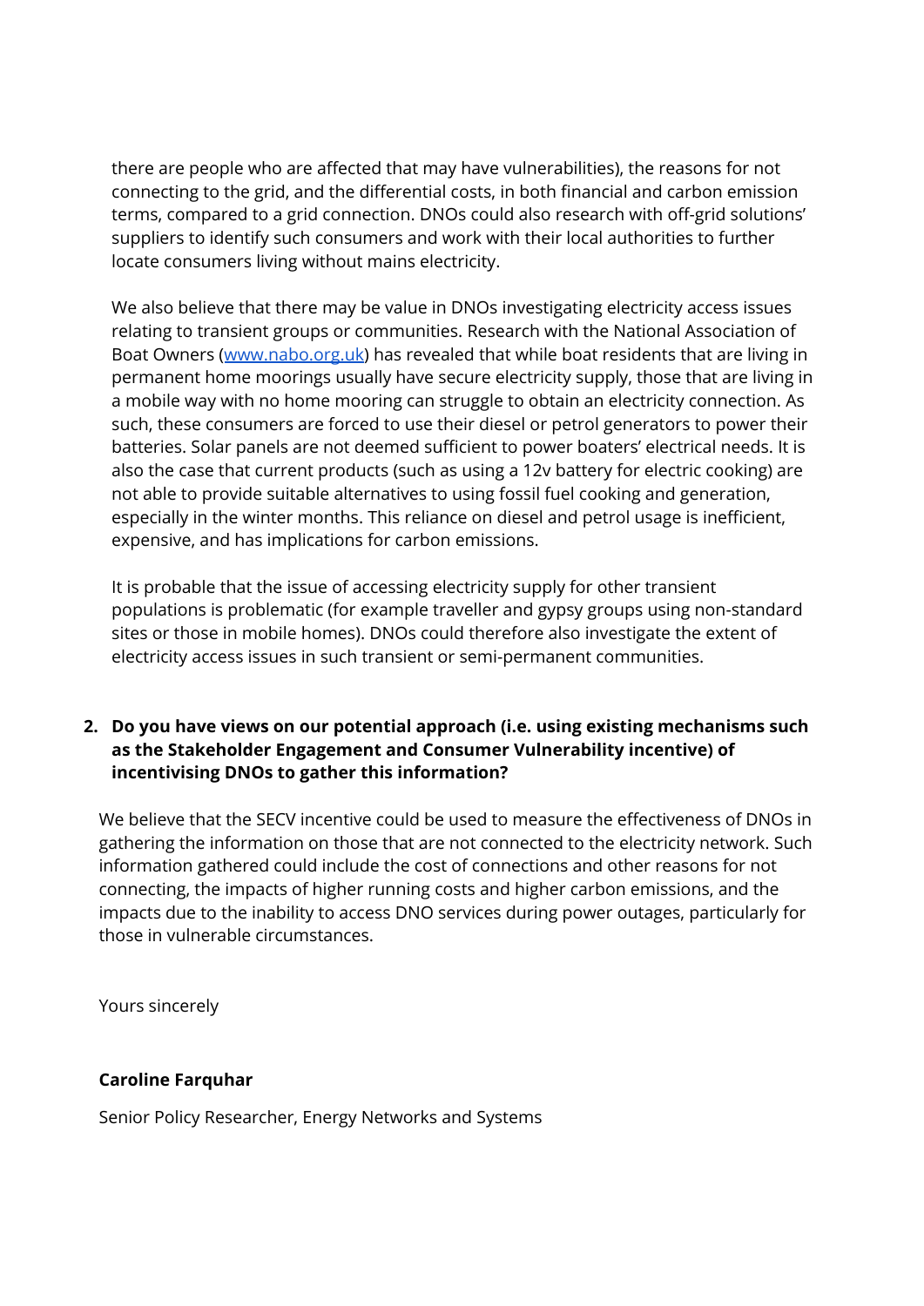there are people who are affected that may have vulnerabilities), the reasons for not connecting to the grid, and the differential costs, in both financial and carbon emission terms, compared to a grid connection. DNOs could also research with off-grid solutions' suppliers to identify such consumers and work with their local authorities to further locate consumers living without mains electricity.

We also believe that there may be value in DNOs investigating electricity access issues relating to transient groups or communities. Research with the National Association of Boat Owners ([www.nabo.org.uk](http://www.nabo.org.uk)) has revealed that while boat residents that are living in permanent home moorings usually have secure electricity supply, those that are living in a mobile way with no home mooring can struggle to obtain an electricity connection. As such, these consumers are forced to use their diesel or petrol generators to power their batteries. Solar panels are not deemed sufficient to power boaters' electrical needs. It is also the case that current products (such as using a 12v battery for electric cooking) are not able to provide suitable alternatives to using fossil fuel cooking and generation, especially in the winter months. This reliance on diesel and petrol usage is inefficient, expensive, and has implications for carbon emissions.

It is probable that the issue of accessing electricity supply for other transient populations is problematic (for example traveller and gypsy groups using non-standard sites or those in mobile homes). DNOs could therefore also investigate the extent of electricity access issues in such transient or semi-permanent communities.

2. **Do you have views on our potential approach (i.e. using existing mechanisms such as the Stakeholder Engagement and Consumer Vulnerability incentive) of incentivising DNOs to gather this information?**

We believe that the SECV incentive could be used to measure the effectiveness of DNOs in gathering the information on those that are not connected to the electricity network. Such information gathered could include the cost of connections and other reasons for not connecting, the impacts of higher running costs and higher carbon emissions, and the impacts due to the inability to access DNO services during power outages, particularly for those in vulnerable circumstances.

Yours sincerely

**Caroline Farquhar**

Senior Policy Researcher, Energy Networks and Systems